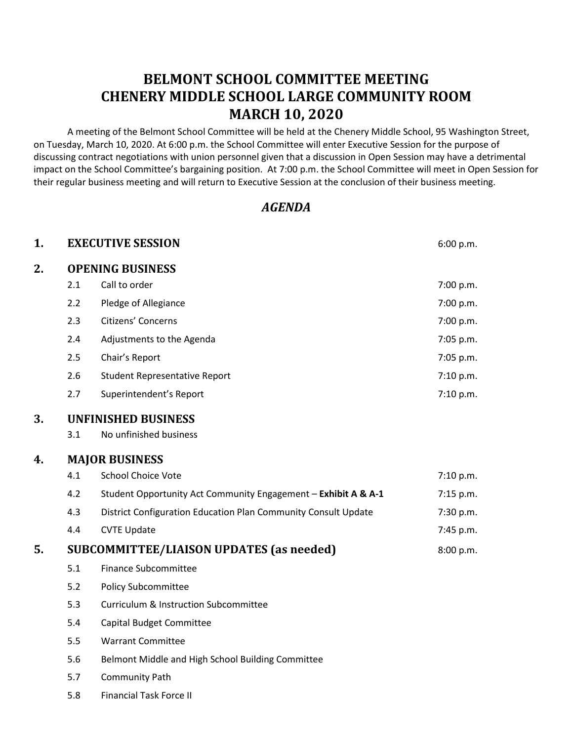# BELMONT SCHOOL COMMITTEE MEETING
# CHENERY MIDDLE SCHOOL LARGE COMMUNITY ROOM
# MARCH 10, 2020

A meeting of the Belmont School Committee will be held at the Chenery Middle School, 95 Washington Street, on Tuesday, March 10, 2020. At 6:00 p.m. the School Committee will enter Executive Session for the purpose of discussing contract negotiations with union personnel given that a discussion in Open Session may have a detrimental impact on the School Committee's bargaining position. At 7:00 p.m. the School Committee will meet in Open Session for their regular business meeting and will return to Executive Session at the conclusion of their business meeting.

## *AGENDA*

**1. EXECUTIVE SESSION** 6:00 p.m.

**2. OPENING BUSINESS**

| | | |
|---|---|---|
| 2.1 | Call to order | 7:00 p.m. |
| 2.2 | Pledge of Allegiance | 7:00 p.m. |
| 2.3 | Citizens' Concerns | 7:00 p.m. |
| 2.4 | Adjustments to the Agenda | 7:05 p.m. |
| 2.5 | Chair's Report | 7:05 p.m. |
| 2.6 | Student Representative Report | 7:10 p.m. |
| 2.7 | Superintendent's Report | 7:10 p.m. |

**3. UNFINISHED BUSINESS**

3.1 No unfinished business

**4. MAJOR BUSINESS**

| | | |
|---|---|---|
| 4.1 | School Choice Vote | 7:10 p.m. |
| 4.2 | Student Opportunity Act Community Engagement – **Exhibit A & A-1** | 7:15 p.m. |
| 4.3 | District Configuration Education Plan Community Consult Update | 7:30 p.m. |
| 4.4 | CVTE Update | 7:45 p.m. |

**5. SUBCOMMITTEE/LIAISON UPDATES (as needed)** 8:00 p.m.

5.1 Finance Subcommittee

5.2 Policy Subcommittee

5.3 Curriculum & Instruction Subcommittee

5.4 Capital Budget Committee

5.5 Warrant Committee

5.6 Belmont Middle and High School Building Committee

5.7 Community Path

5.8 Financial Task Force II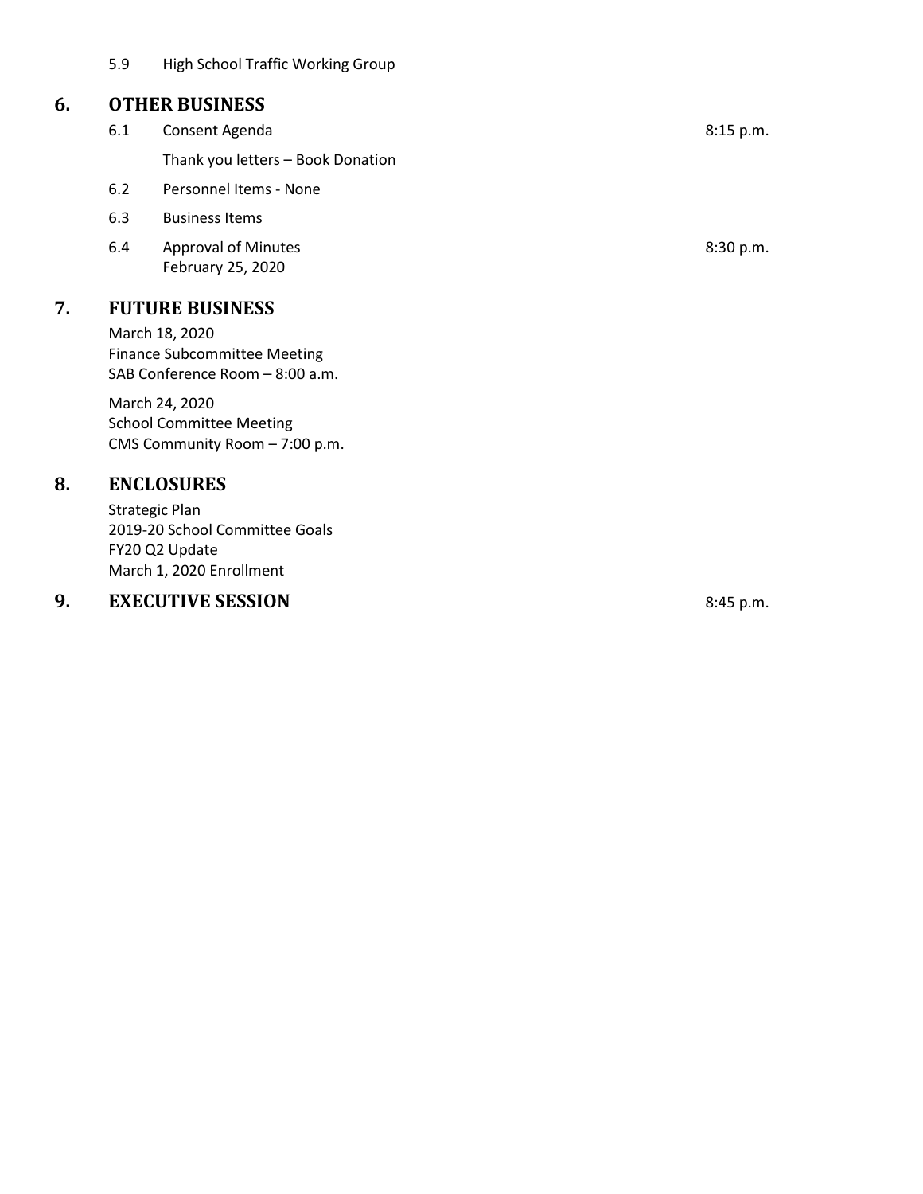5.9 High School Traffic Working Group

## 6. OTHER BUSINESS

6.1 Consent Agenda — 8:15 p.m.

Thank you letters – Book Donation

6.2 Personnel Items - None

6.3 Business Items

6.4 Approval of Minutes — 8:30 p.m.
February 25, 2020

## 7. FUTURE BUSINESS

March 18, 2020
Finance Subcommittee Meeting
SAB Conference Room – 8:00 a.m.

March 24, 2020
School Committee Meeting
CMS Community Room – 7:00 p.m.

## 8. ENCLOSURES

Strategic Plan
2019-20 School Committee Goals
FY20 Q2 Update
March 1, 2020 Enrollment

## 9. EXECUTIVE SESSION — 8:45 p.m.